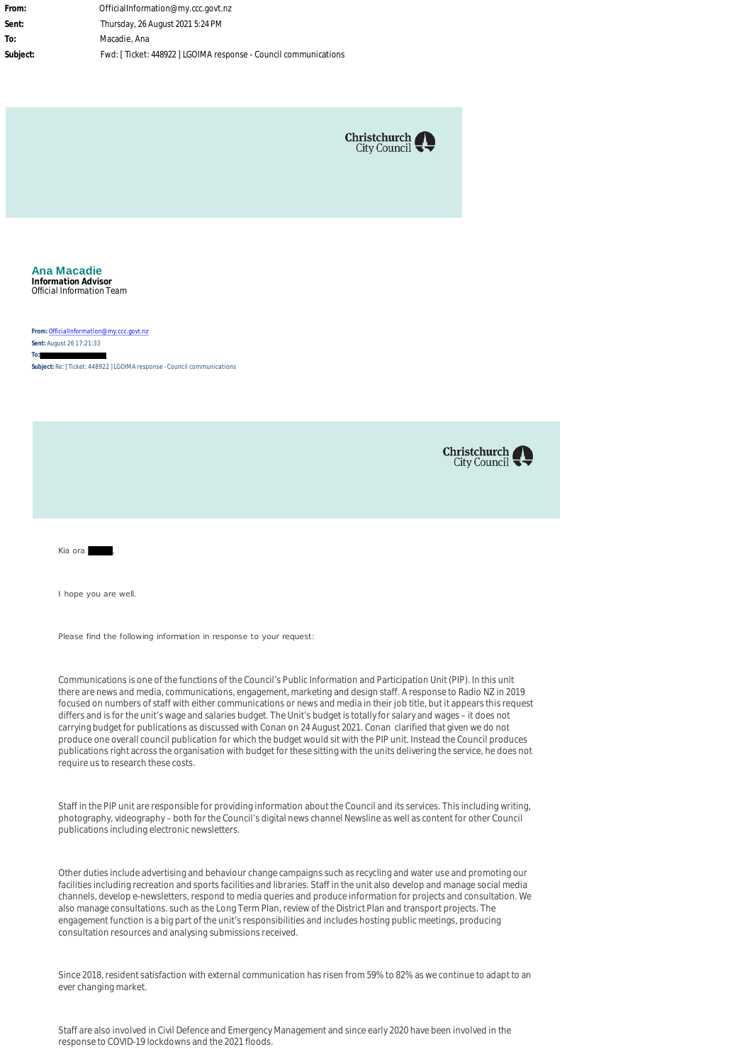**From:** OfficialInformation@my.ccc.govt.nz
**Sent:** Thursday, 26 August 2021 5:24 PM
**To:** Macadie, Ana
**Subject:** Fwd: [ Ticket: 448922 ] LGOIMA response - Council communications

Christchurch City Council

**Ana Macadie**
**Information Advisor**
Official Information Team

**From:** OfficialInformation@my.ccc.govt.nz
**Sent:** August 26 17:21:33
**To:**
**Subject:** Re: [ Ticket: 448922 ] LGOIMA response - Council communications

Christchurch City Council

Kia ora ,

I hope you are well.

Please find the following information in response to your request:

Communications is one of the functions of the Council's Public Information and Participation Unit (PIP). In this unit there are news and media, communications, engagement, marketing and design staff. A response to Radio NZ in 2019 focused on numbers of staff with either communications or news and media in their job title, but it appears this request differs and is for the unit's wage and salaries budget. The Unit's budget is totally for salary and wages – it does not carrying budget for publications as discussed with Conan on 24 August 2021. Conan clarified that given we do not produce one overall council publication for which the budget would sit with the PIP unit. Instead the Council produces publications right across the organisation with budget for these sitting with the units delivering the service, he does not require us to research these costs.

Staff in the PIP unit are responsible for providing information about the Council and its services. This including writing, photography, videography – both for the Council's digital news channel Newsline as well as content for other Council publications including electronic newsletters.

Other duties include advertising and behaviour change campaigns such as recycling and water use and promoting our facilities including recreation and sports facilities and libraries. Staff in the unit also develop and manage social media channels, develop e-newsletters, respond to media queries and produce information for projects and consultation. We also manage consultations. such as the Long Term Plan, review of the District Plan and transport projects. The engagement function is a big part of the unit's responsibilities and includes hosting public meetings, producing consultation resources and analysing submissions received.

Since 2018, resident satisfaction with external communication has risen from 59% to 82% as we continue to adapt to an ever changing market.

Staff are also involved in Civil Defence and Emergency Management and since early 2020 have been involved in the response to COVID-19 lockdowns and the 2021 floods.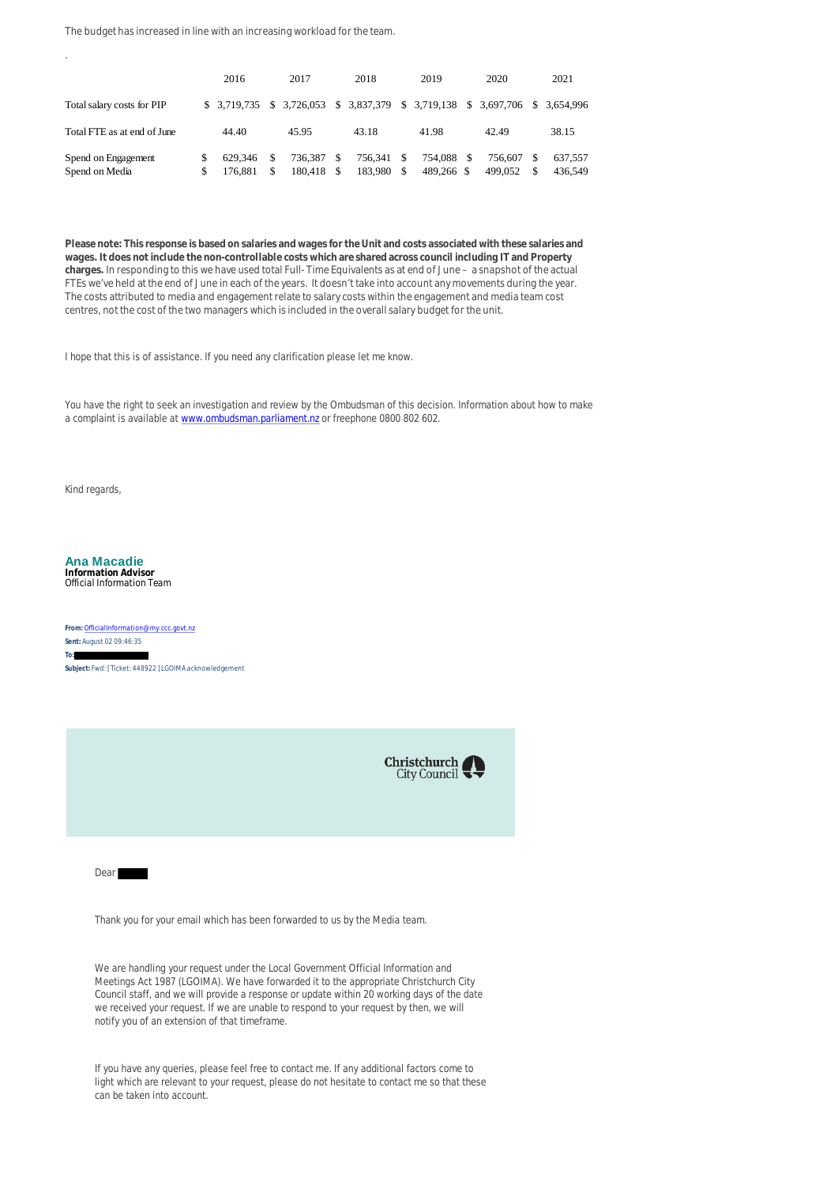The budget has increased in line with an increasing workload for the team.

.

| | 2016 | 2017 | 2018 | 2019 | 2020 | 2021 |
|---|---|---|---|---|---|---|
| Total salary costs for PIP | $ 3,719,735 | $ 3,726,053 | $ 3,837,379 | $ 3,719,138 | $ 3,697,706 | $ 3,654,996 |
| Total FTE as at end of June | 44.40 | 45.95 | 43.18 | 41.98 | 42.49 | 38.15 |
| Spend on Engagement | $ 629,346 | $ 736,387 | $ 756,341 | $ 754,088 | $ 756,607 | $ 637,557 |
| Spend on Media | $ 176,881 | $ 180,418 | $ 183,980 | $ 489,266 | $ 499,052 | $ 436,549 |

**Please note: This response is based on salaries and wages for the Unit and costs associated with these salaries and wages. It does not include the non-controllable costs which are shared across council including IT and Property charges.** In responding to this we have used total Full-Time Equivalents as at end of June – a snapshot of the actual FTEs we've held at the end of June in each of the years. It doesn't take into account any movements during the year. The costs attributed to media and engagement relate to salary costs within the engagement and media team cost centres, not the cost of the two managers which is included in the overall salary budget for the unit.

I hope that this is of assistance. If you need any clarification please let me know.

You have the right to seek an investigation and review by the Ombudsman of this decision. Information about how to make a complaint is available at www.ombudsman.parliament.nz or freephone 0800 802 602.

Kind regards,

**Ana Macadie**
**Information Advisor**
Official Information Team

**From:** OfficialInformation@my.ccc.govt.nz
**Sent:** August 02 09:46:35
**To:**
**Subject:** Fwd: [Ticket: 448922 ] LGOIMA acknowledgement

Christchurch City Council

Dear

Thank you for your email which has been forwarded to us by the Media team.

We are handling your request under the Local Government Official Information and Meetings Act 1987 (LGOIMA). We have forwarded it to the appropriate Christchurch City Council staff, and we will provide a response or update within 20 working days of the date we received your request. If we are unable to respond to your request by then, we will notify you of an extension of that timeframe.

If you have any queries, please feel free to contact me. If any additional factors come to light which are relevant to your request, please do not hesitate to contact me so that these can be taken into account.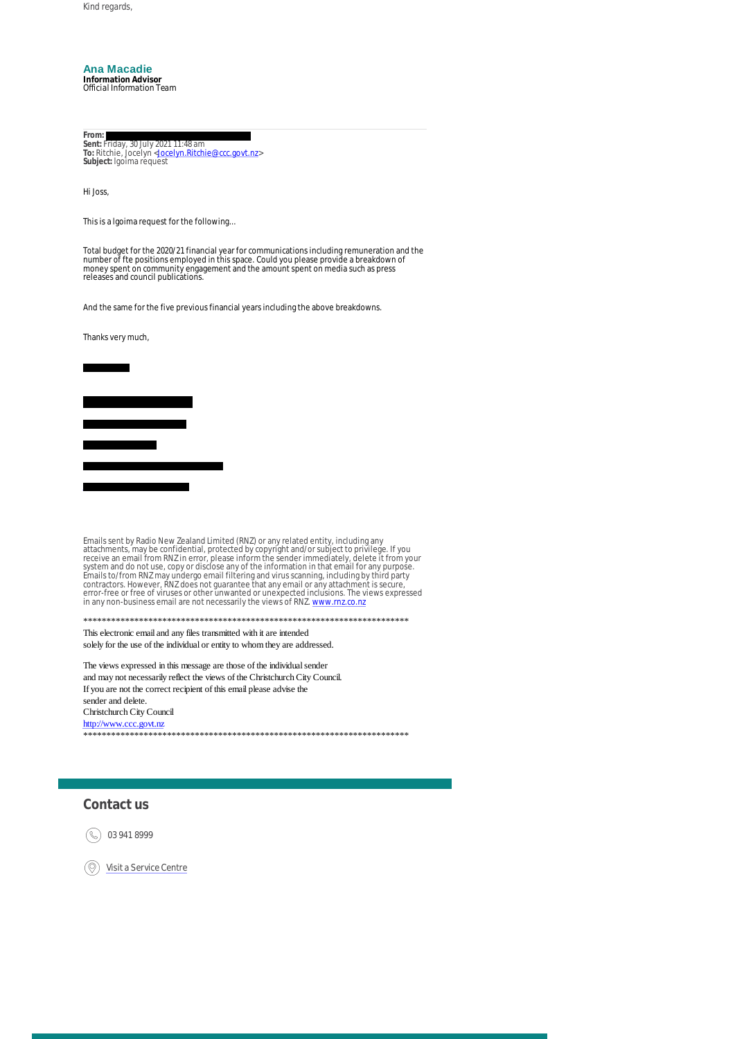Kind regards,

**Ana Macadie**
**Information Advisor**
Official Information Team

**From:** 
**Sent:** Friday, 30 July 2021 11:48 am
**To:** Ritchie, Jocelyn <Jocelyn.Ritchie@ccc.govt.nz>
**Subject:** lgoima request

Hi Joss,

This is a lgoima request for the following...

Total budget for the 2020/21 financial year for communications including remuneration and the number of fte positions employed in this space. Could you please provide a breakdown of money spent on community engagement and the amount spent on media such as press releases and council publications.

And the same for the five previous financial years including the above breakdowns.

Thanks very much,

Emails sent by Radio New Zealand Limited (RNZ) or any related entity, including any attachments, may be confidential, protected by copyright and/or subject to privilege. If you receive an email from RNZ in error, please inform the sender immediately, delete it from your system and do not use, copy or disclose any of the information in that email for any purpose. Emails to/from RNZ may undergo email filtering and virus scanning, including by third party contractors. However, RNZ does not guarantee that any email or any attachment is secure, error-free or free of viruses or other unwanted or unexpected inclusions. The views expressed in any non-business email are not necessarily the views of RNZ. www.rnz.co.nz

***********************************************************************

This electronic email and any files transmitted with it are intended
solely for the use of the individual or entity to whom they are addressed.

The views expressed in this message are those of the individual sender
and may not necessarily reflect the views of the Christchurch City Council.
If you are not the correct recipient of this email please advise the
sender and delete.
Christchurch City Council
http://www.ccc.govt.nz

***********************************************************************

## Contact us

03 941 8999

Visit a Service Centre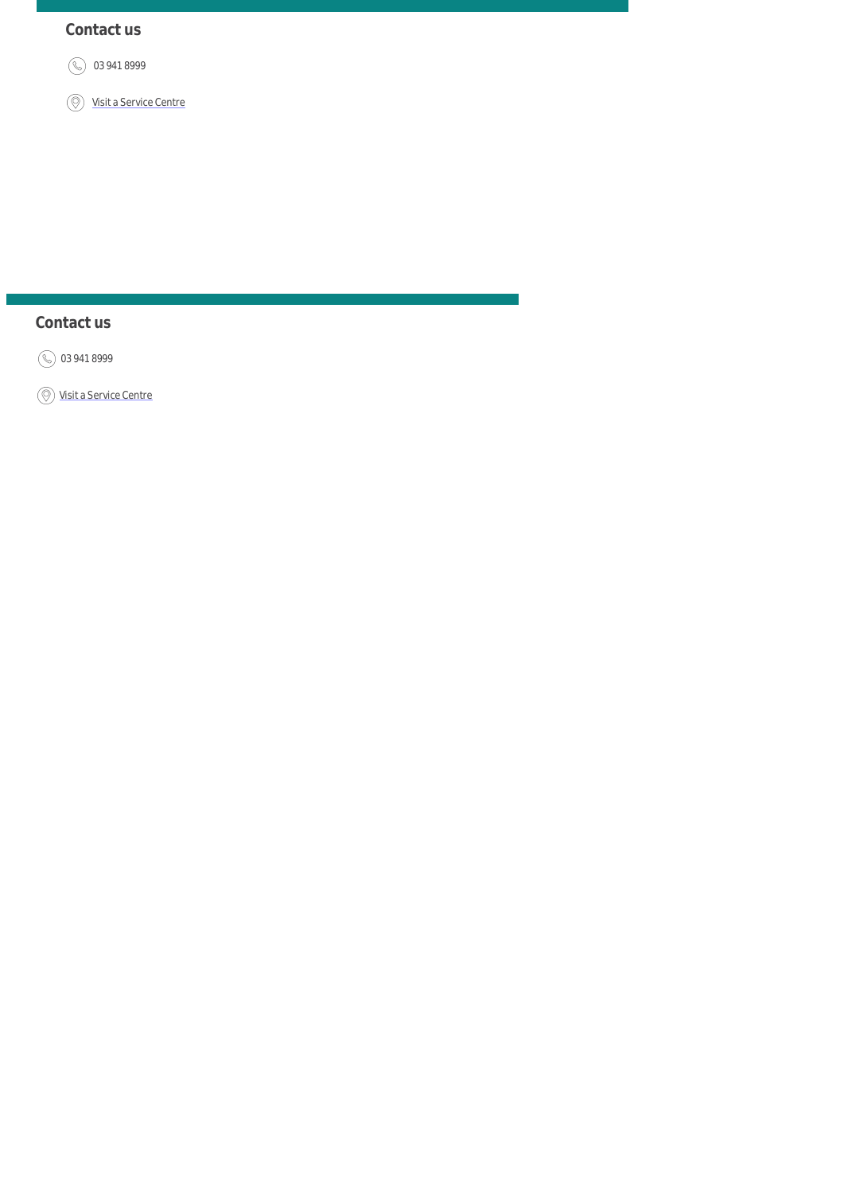## Contact us

03 941 8999

Visit a Service Centre

## Contact us

03 941 8999

Visit a Service Centre